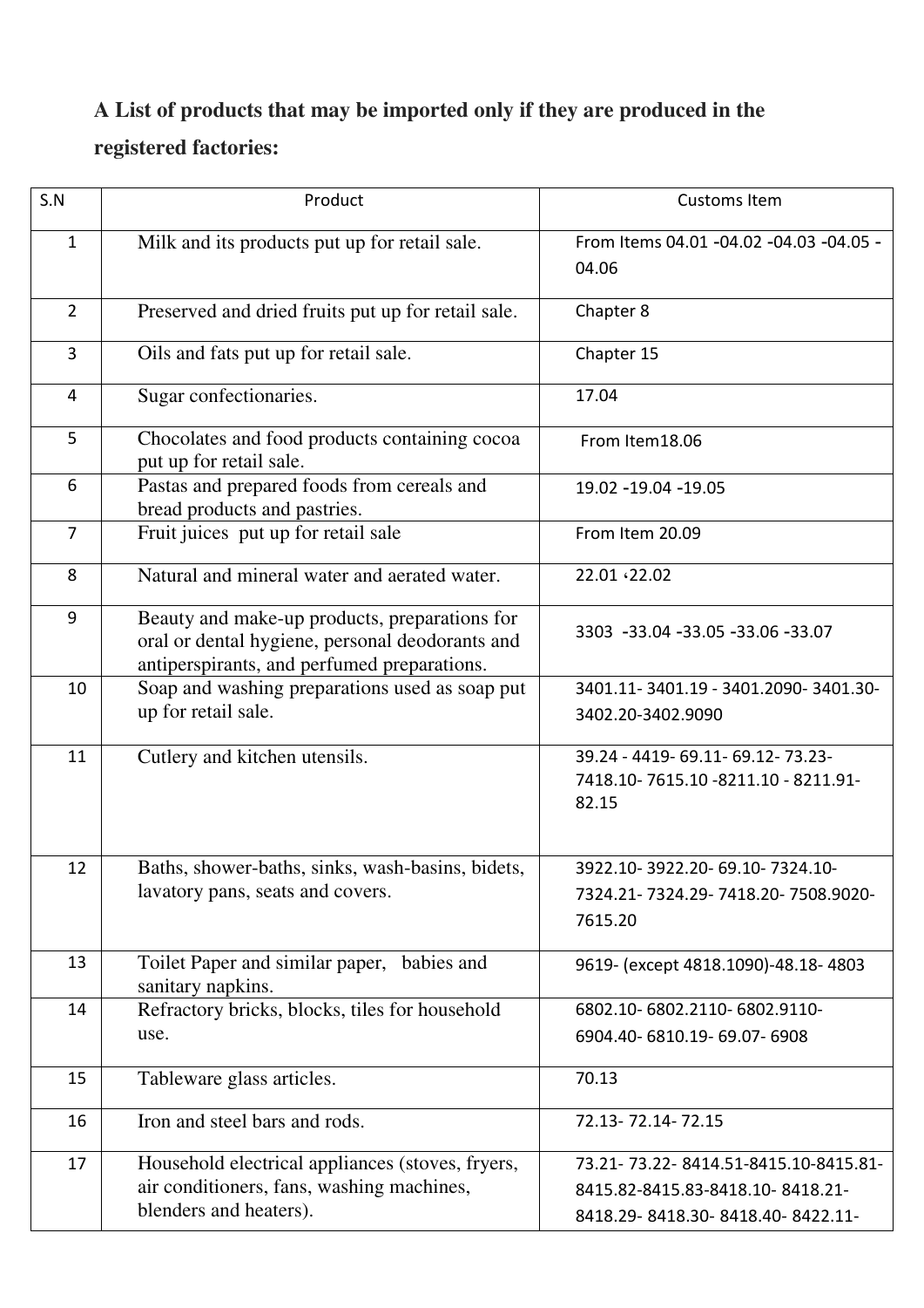**A List of products that may be imported only if they are produced in the registered factories:**

| S.N | Product | Customs Item |
|---|---|---|
| 1 | Milk and its products put up for retail sale. | From Items 04.01 -04.02 -04.03 -04.05 -04.06 |
| 2 | Preserved and dried fruits put up for retail sale. | Chapter 8 |
| 3 | Oils and fats put up for retail sale. | Chapter 15 |
| 4 | Sugar confectionaries. | 17.04 |
| 5 | Chocolates and food products containing cocoa put up for retail sale. | From Item18.06 |
| 6 | Pastas and prepared foods from cereals and bread products and pastries. | 19.02 -19.04 -19.05 |
| 7 | Fruit juices put up for retail sale | From Item 20.09 |
| 8 | Natural and mineral water and aerated water. | 22.01 ،22.02 |
| 9 | Beauty and make-up products, preparations for oral or dental hygiene, personal deodorants and antiperspirants, and perfumed preparations. | 3303 -33.04 -33.05 -33.06 -33.07 |
| 10 | Soap and washing preparations used as soap put up for retail sale. | 3401.11- 3401.19 - 3401.2090- 3401.30- 3402.20-3402.9090 |
| 11 | Cutlery and kitchen utensils. | 39.24 - 4419- 69.11- 69.12- 73.23- 7418.10- 7615.10 -8211.10 - 8211.91- 82.15 |
| 12 | Baths, shower-baths, sinks, wash-basins, bidets, lavatory pans, seats and covers. | 3922.10- 3922.20- 69.10- 7324.10- 7324.21- 7324.29- 7418.20- 7508.9020- 7615.20 |
| 13 | Toilet Paper and similar paper, babies and sanitary napkins. | 9619- (except 4818.1090)-48.18- 4803 |
| 14 | Refractory bricks, blocks, tiles for household use. | 6802.10- 6802.2110- 6802.9110- 6904.40- 6810.19- 69.07- 6908 |
| 15 | Tableware glass articles. | 70.13 |
| 16 | Iron and steel bars and rods. | 72.13- 72.14- 72.15 |
| 17 | Household electrical appliances (stoves, fryers, air conditioners, fans, washing machines, blenders and heaters). | 73.21- 73.22- 8414.51-8415.10-8415.81- 8415.82-8415.83-8418.10- 8418.21- 8418.29- 8418.30- 8418.40- 8422.11- |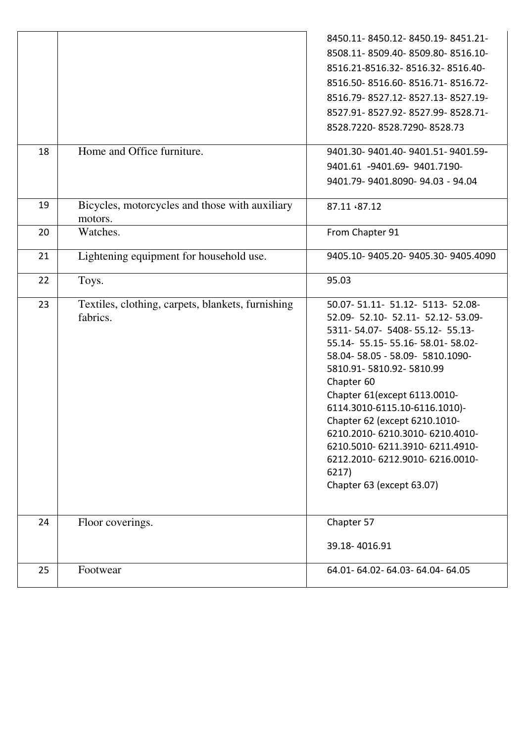| | | |
|---|---|---|
| | | 8450.11- 8450.12- 8450.19- 8451.21- 8508.11- 8509.40- 8509.80- 8516.10- 8516.21-8516.32- 8516.32- 8516.40- 8516.50- 8516.60- 8516.71- 8516.72- 8516.79- 8527.12- 8527.13- 8527.19- 8527.91- 8527.92- 8527.99- 8528.71- 8528.7220- 8528.7290- 8528.73 |
| 18 | Home and Office furniture. | 9401.30- 9401.40- 9401.51- 9401.59- 9401.61 -9401.69- 9401.7190- 9401.79- 9401.8090- 94.03 - 94.04 |
| 19 | Bicycles, motorcycles and those with auxiliary motors. | 87.11 ،87.12 |
| 20 | Watches. | From Chapter 91 |
| 21 | Lightening equipment for household use. | 9405.10- 9405.20- 9405.30- 9405.4090 |
| 22 | Toys. | 95.03 |
| 23 | Textiles, clothing, carpets, blankets, furnishing fabrics. | 50.07- 51.11- 51.12- 5113- 52.08- 52.09- 52.10- 52.11- 52.12- 53.09- 5311- 54.07- 5408- 55.12- 55.13- 55.14- 55.15- 55.16- 58.01- 58.02- 58.04- 58.05 - 58.09- 5810.1090- 5810.91- 5810.92- 5810.99<br>Chapter 60<br>Chapter 61(except 6113.0010- 6114.3010-6115.10-6116.1010)-<br>Chapter 62 (except 6210.1010- 6210.2010- 6210.3010- 6210.4010- 6210.5010- 6211.3910- 6211.4910- 6212.2010- 6212.9010- 6216.0010- 6217)<br>Chapter 63 (except 63.07) |
| 24 | Floor coverings. | Chapter 57<br>39.18- 4016.91 |
| 25 | Footwear | 64.01- 64.02- 64.03- 64.04- 64.05 |